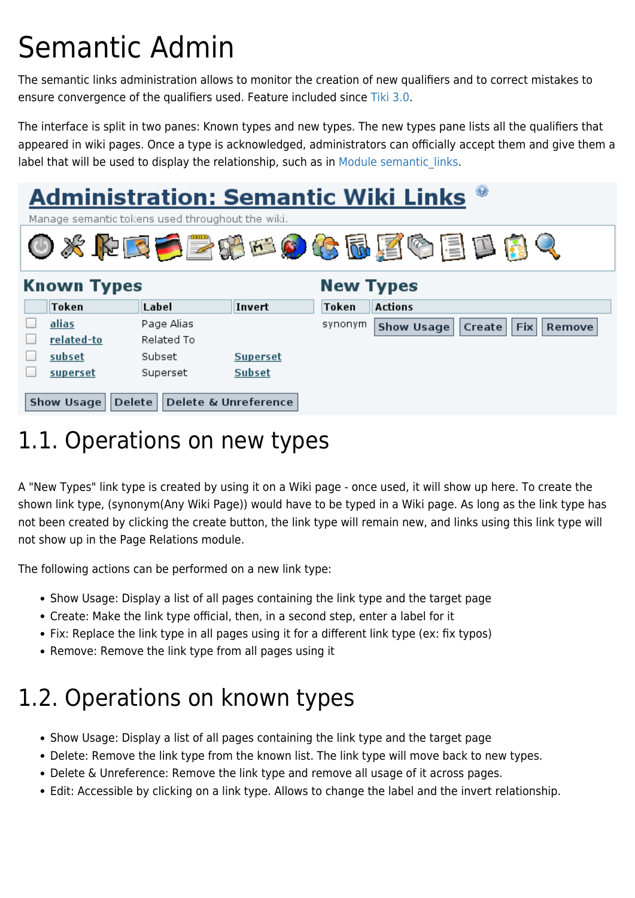# Semantic Admin

The semantic links administration allows to monitor the creation of new qualifiers and to correct mistakes to ensure convergence of the qualifiers used. Feature included since Tiki 3.0.

The interface is split in two panes: Known types and new types. The new types pane lists all the qualifiers that appeared in wiki pages. Once a type is acknowledged, administrators can officially accept them and give them a label that will be used to display the relationship, such as in Module semantic_links.

## Administration: Semantic Wiki Links

Manage semantic tokens used throughout the wiki.

### Known Types

| | Token | Label | Invert |
|---|---|---|---|
| ☐ | alias | Page Alias | |
| ☐ | related-to | Related To | |
| ☐ | subset | Subset | Superset |
| ☐ | superset | Superset | Subset |

Show Usage | Delete | Delete & Unreference

### New Types

| Token | Actions |
|---|---|
| synonym | Show Usage · Create · Fix · Remove |

# 1.1. Operations on new types

A "New Types" link type is created by using it on a Wiki page - once used, it will show up here. To create the shown link type, (synonym(Any Wiki Page)) would have to be typed in a Wiki page. As long as the link type has not been created by clicking the create button, the link type will remain new, and links using this link type will not show up in the Page Relations module.

The following actions can be performed on a new link type:

- Show Usage: Display a list of all pages containing the link type and the target page
- Create: Make the link type official, then, in a second step, enter a label for it
- Fix: Replace the link type in all pages using it for a different link type (ex: fix typos)
- Remove: Remove the link type from all pages using it

# 1.2. Operations on known types

- Show Usage: Display a list of all pages containing the link type and the target page
- Delete: Remove the link type from the known list. The link type will move back to new types.
- Delete & Unreference: Remove the link type and remove all usage of it across pages.
- Edit: Accessible by clicking on a link type. Allows to change the label and the invert relationship.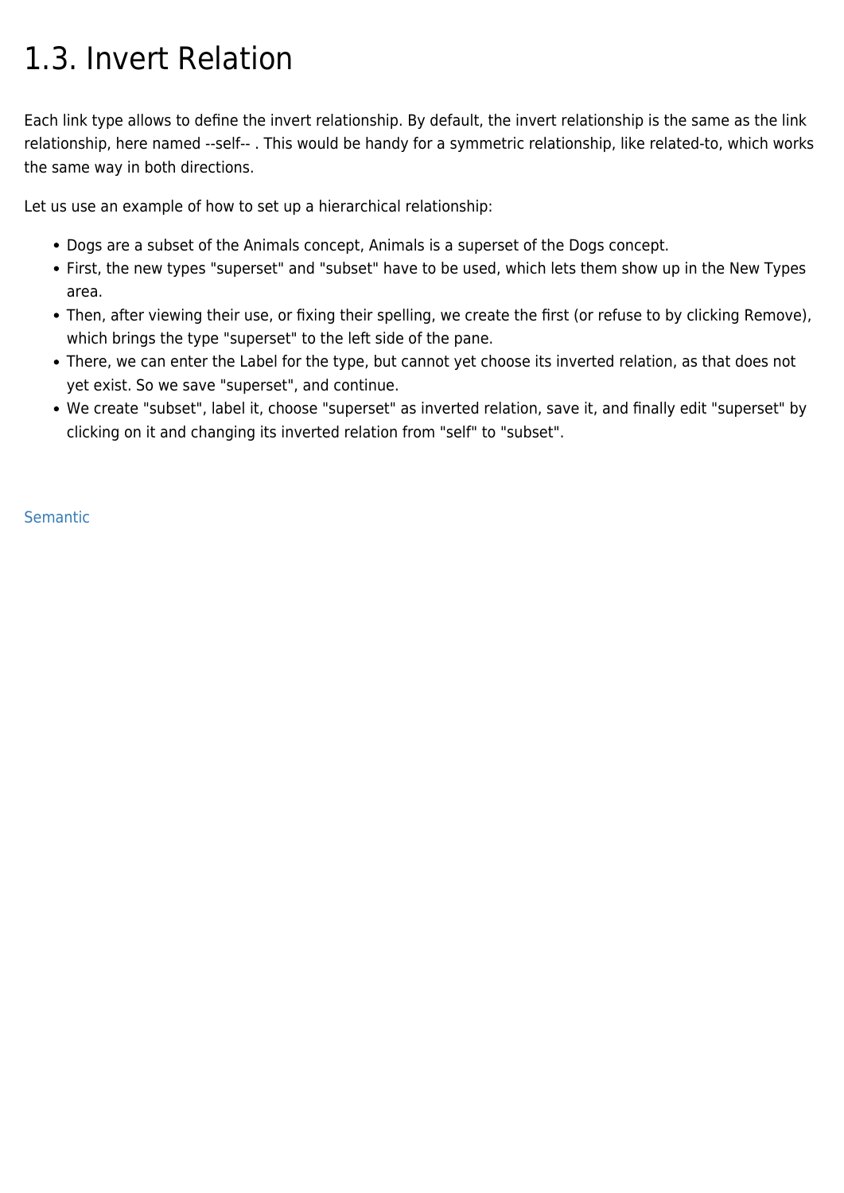# 1.3. Invert Relation

Each link type allows to define the invert relationship. By default, the invert relationship is the same as the link relationship, here named --self-- . This would be handy for a symmetric relationship, like related-to, which works the same way in both directions.

Let us use an example of how to set up a hierarchical relationship:

- Dogs are a subset of the Animals concept, Animals is a superset of the Dogs concept.
- First, the new types "superset" and "subset" have to be used, which lets them show up in the New Types area.
- Then, after viewing their use, or fixing their spelling, we create the first (or refuse to by clicking Remove), which brings the type "superset" to the left side of the pane.
- There, we can enter the Label for the type, but cannot yet choose its inverted relation, as that does not yet exist. So we save "superset", and continue.
- We create "subset", label it, choose "superset" as inverted relation, save it, and finally edit "superset" by clicking on it and changing its inverted relation from "self" to "subset".

Semantic